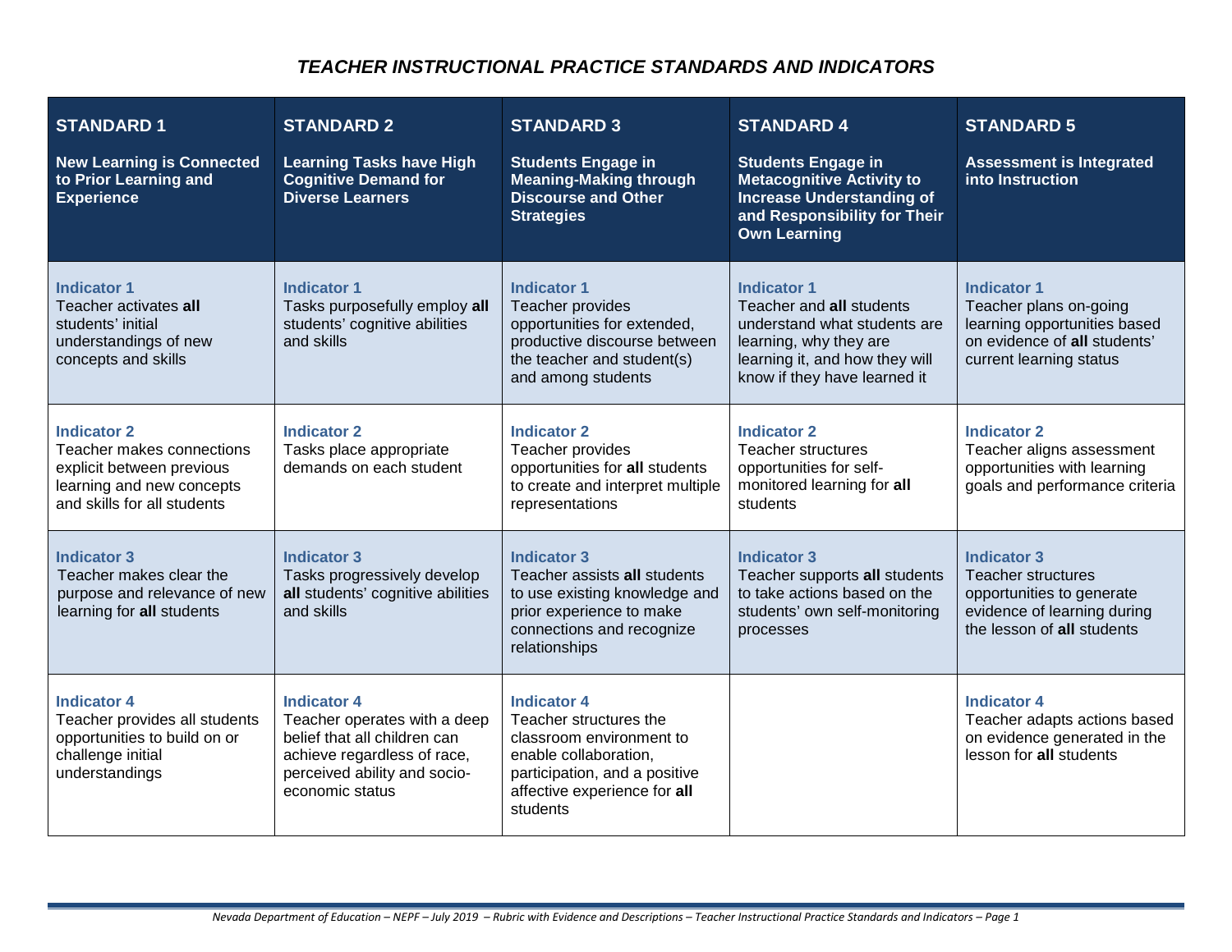# *TEACHER INSTRUCTIONAL PRACTICE STANDARDS AND INDICATORS*

| **STANDARD 1**<br>**New Learning is Connected to Prior Learning and Experience** | **STANDARD 2**<br>**Learning Tasks have High Cognitive Demand for Diverse Learners** | **STANDARD 3**<br>**Students Engage in Meaning-Making through Discourse and Other Strategies** | **STANDARD 4**<br>**Students Engage in Metacognitive Activity to Increase Understanding of and Responsibility for Their Own Learning** | **STANDARD 5**<br>**Assessment is Integrated into Instruction** |
|---|---|---|---|---|
| **Indicator 1**<br>Teacher activates **all** students' initial understandings of new concepts and skills | **Indicator 1**<br>Tasks purposefully employ **all** students' cognitive abilities and skills | **Indicator 1**<br>Teacher provides opportunities for extended, productive discourse between the teacher and student(s) and among students | **Indicator 1**<br>Teacher and **all** students understand what students are learning, why they are learning it, and how they will know if they have learned it | **Indicator 1**<br>Teacher plans on-going learning opportunities based on evidence of **all** students' current learning status |
| **Indicator 2**<br>Teacher makes connections explicit between previous learning and new concepts and skills for all students | **Indicator 2**<br>Tasks place appropriate demands on each student | **Indicator 2**<br>Teacher provides opportunities for **all** students to create and interpret multiple representations | **Indicator 2**<br>Teacher structures opportunities for self-monitored learning for **all** students | **Indicator 2**<br>Teacher aligns assessment opportunities with learning goals and performance criteria |
| **Indicator 3**<br>Teacher makes clear the purpose and relevance of new learning for **all** students | **Indicator 3**<br>Tasks progressively develop **all** students' cognitive abilities and skills | **Indicator 3**<br>Teacher assists **all** students to use existing knowledge and prior experience to make connections and recognize relationships | **Indicator 3**<br>Teacher supports **all** students to take actions based on the students' own self-monitoring processes | **Indicator 3**<br>Teacher structures opportunities to generate evidence of learning during the lesson of **all** students |
| **Indicator 4**<br>Teacher provides all students opportunities to build on or challenge initial understandings | **Indicator 4**<br>Teacher operates with a deep belief that all children can achieve regardless of race, perceived ability and socio-economic status | **Indicator 4**<br>Teacher structures the classroom environment to enable collaboration, participation, and a positive affective experience for **all** students | | **Indicator 4**<br>Teacher adapts actions based on evidence generated in the lesson for **all** students |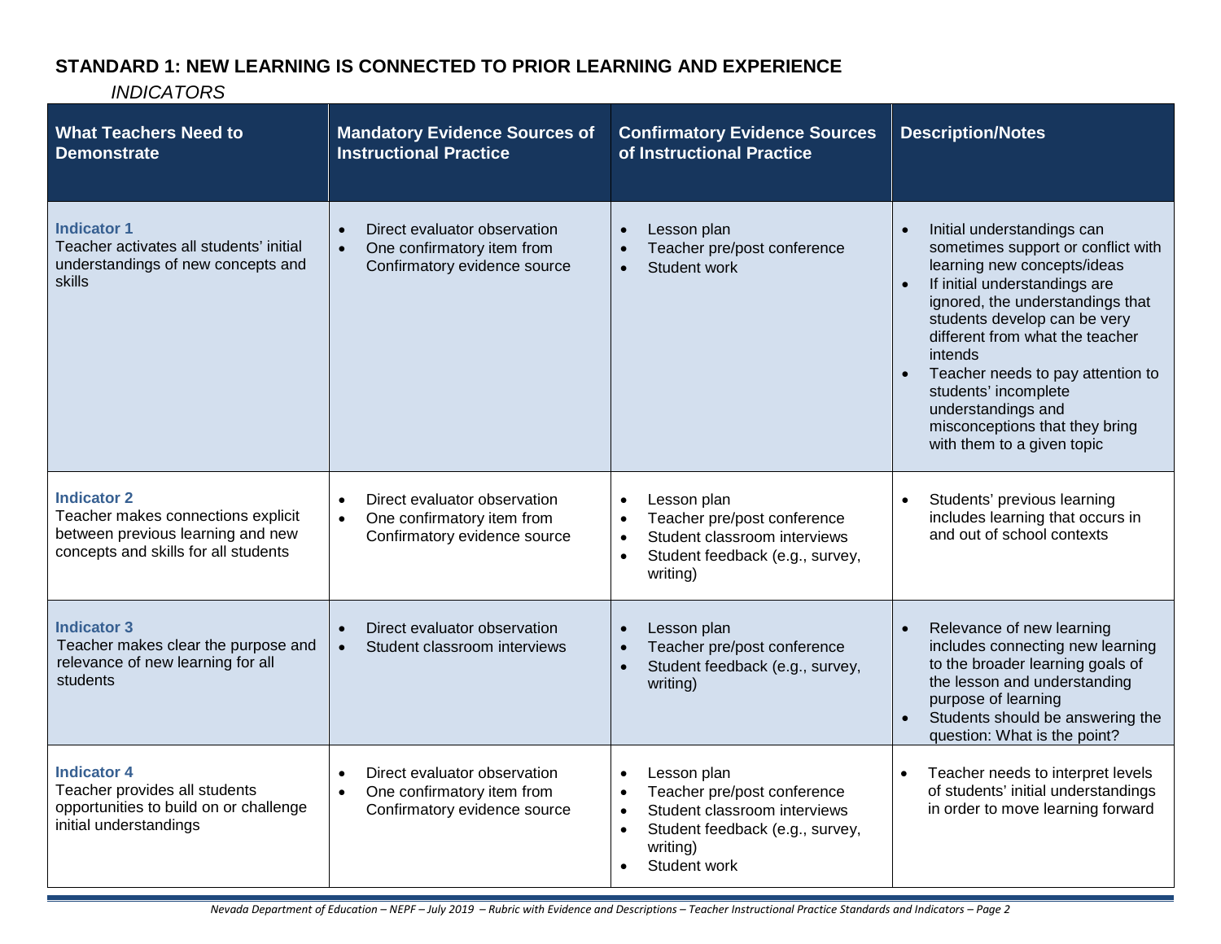## STANDARD 1: NEW LEARNING IS CONNECTED TO PRIOR LEARNING AND EXPERIENCE

*INDICATORS*

| What Teachers Need to Demonstrate | Mandatory Evidence Sources of Instructional Practice | Confirmatory Evidence Sources of Instructional Practice | Description/Notes |
|---|---|---|---|
| **Indicator 1**<br>Teacher activates all students' initial understandings of new concepts and skills | • Direct evaluator observation<br>• One confirmatory item from Confirmatory evidence source | • Lesson plan<br>• Teacher pre/post conference<br>• Student work | • Initial understandings can sometimes support or conflict with learning new concepts/ideas<br>• If initial understandings are ignored, the understandings that students develop can be very different from what the teacher intends<br>• Teacher needs to pay attention to students' incomplete understandings and misconceptions that they bring with them to a given topic |
| **Indicator 2**<br>Teacher makes connections explicit between previous learning and new concepts and skills for all students | • Direct evaluator observation<br>• One confirmatory item from Confirmatory evidence source | • Lesson plan<br>• Teacher pre/post conference<br>• Student classroom interviews<br>• Student feedback (e.g., survey, writing) | • Students' previous learning includes learning that occurs in and out of school contexts |
| **Indicator 3**<br>Teacher makes clear the purpose and relevance of new learning for all students | • Direct evaluator observation<br>• Student classroom interviews | • Lesson plan<br>• Teacher pre/post conference<br>• Student feedback (e.g., survey, writing) | • Relevance of new learning includes connecting new learning to the broader learning goals of the lesson and understanding purpose of learning<br>• Students should be answering the question: What is the point? |
| **Indicator 4**<br>Teacher provides all students opportunities to build on or challenge initial understandings | • Direct evaluator observation<br>• One confirmatory item from Confirmatory evidence source | • Lesson plan<br>• Teacher pre/post conference<br>• Student classroom interviews<br>• Student feedback (e.g., survey, writing)<br>• Student work | • Teacher needs to interpret levels of students' initial understandings in order to move learning forward |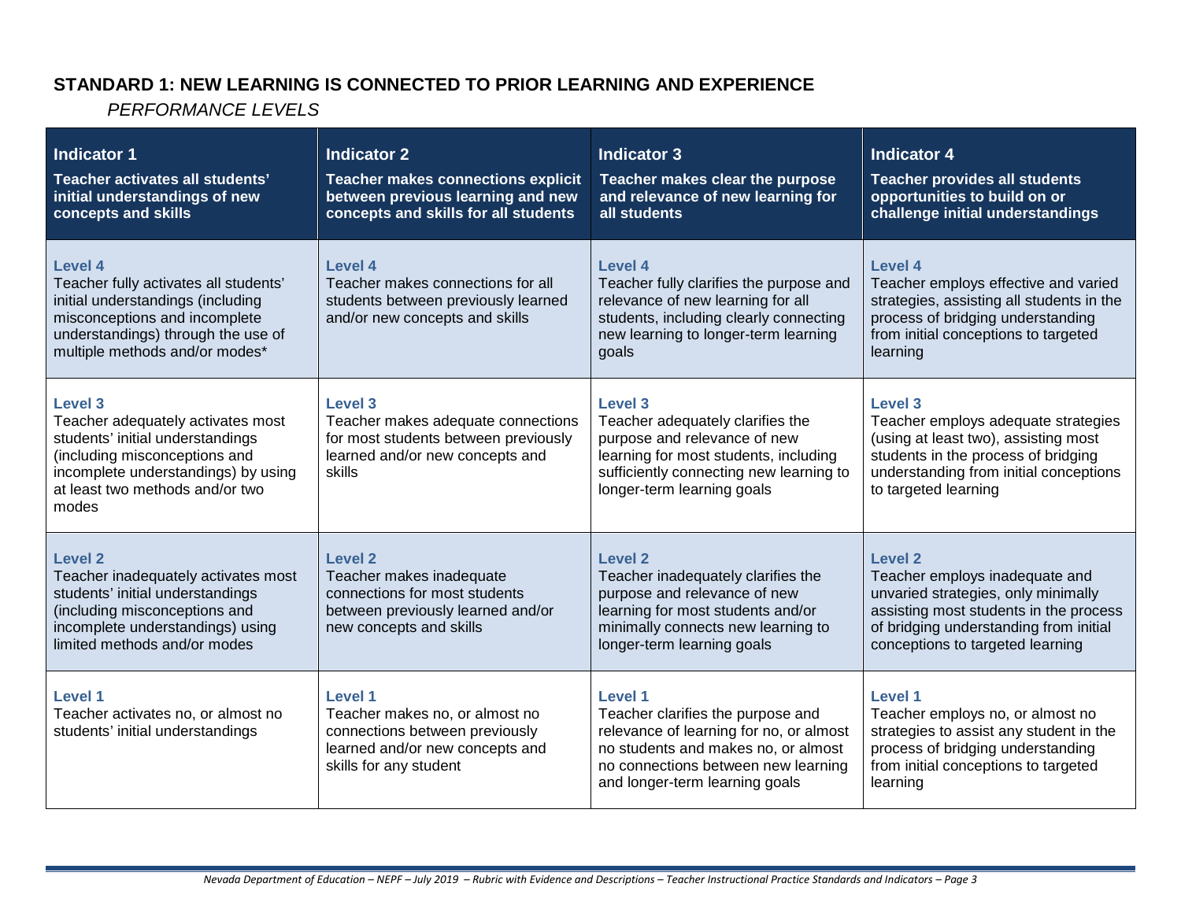## STANDARD 1: NEW LEARNING IS CONNECTED TO PRIOR LEARNING AND EXPERIENCE

*PERFORMANCE LEVELS*

| **Indicator 1**<br>**Teacher activates all students' initial understandings of new concepts and skills** | **Indicator 2**<br>**Teacher makes connections explicit between previous learning and new concepts and skills for all students** | **Indicator 3**<br>**Teacher makes clear the purpose and relevance of new learning for all students** | **Indicator 4**<br>**Teacher provides all students opportunities to build on or challenge initial understandings** |
|---|---|---|---|
| **Level 4**<br>Teacher fully activates all students' initial understandings (including misconceptions and incomplete understandings) through the use of multiple methods and/or modes* | **Level 4**<br>Teacher makes connections for all students between previously learned and/or new concepts and skills | **Level 4**<br>Teacher fully clarifies the purpose and relevance of new learning for all students, including clearly connecting new learning to longer-term learning goals | **Level 4**<br>Teacher employs effective and varied strategies, assisting all students in the process of bridging understanding from initial conceptions to targeted learning |
| **Level 3**<br>Teacher adequately activates most students' initial understandings (including misconceptions and incomplete understandings) by using at least two methods and/or two modes | **Level 3**<br>Teacher makes adequate connections for most students between previously learned and/or new concepts and skills | **Level 3**<br>Teacher adequately clarifies the purpose and relevance of new learning for most students, including sufficiently connecting new learning to longer-term learning goals | **Level 3**<br>Teacher employs adequate strategies (using at least two), assisting most students in the process of bridging understanding from initial conceptions to targeted learning |
| **Level 2**<br>Teacher inadequately activates most students' initial understandings (including misconceptions and incomplete understandings) using limited methods and/or modes | **Level 2**<br>Teacher makes inadequate connections for most students between previously learned and/or new concepts and skills | **Level 2**<br>Teacher inadequately clarifies the purpose and relevance of new learning for most students and/or minimally connects new learning to longer-term learning goals | **Level 2**<br>Teacher employs inadequate and unvaried strategies, only minimally assisting most students in the process of bridging understanding from initial conceptions to targeted learning |
| **Level 1**<br>Teacher activates no, or almost no students' initial understandings | **Level 1**<br>Teacher makes no, or almost no connections between previously learned and/or new concepts and skills for any student | **Level 1**<br>Teacher clarifies the purpose and relevance of new learning for no, or almost no students and makes no, or almost no connections between new learning and longer-term learning goals | **Level 1**<br>Teacher employs no, or almost no strategies to assist any student in the process of bridging understanding from initial conceptions to targeted learning |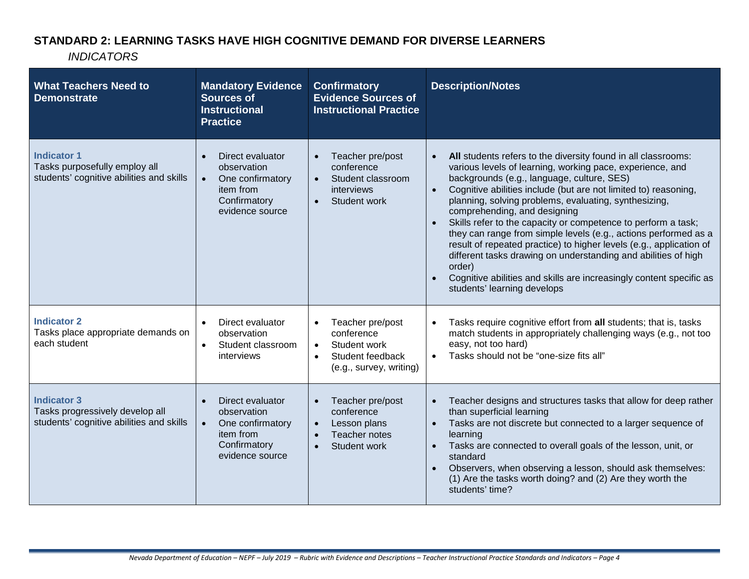## STANDARD 2: LEARNING TASKS HAVE HIGH COGNITIVE DEMAND FOR DIVERSE LEARNERS

*INDICATORS*

| What Teachers Need to Demonstrate | Mandatory Evidence Sources of Instructional Practice | Confirmatory Evidence Sources of Instructional Practice | Description/Notes |
|---|---|---|---|
| **Indicator 1**<br>Tasks purposefully employ all students' cognitive abilities and skills | • Direct evaluator observation<br>• One confirmatory item from Confirmatory evidence source | • Teacher pre/post conference<br>• Student classroom interviews<br>• Student work | • **All** students refers to the diversity found in all classrooms: various levels of learning, working pace, experience, and backgrounds (e.g., language, culture, SES)<br>• Cognitive abilities include (but are not limited to) reasoning, planning, solving problems, evaluating, synthesizing, comprehending, and designing<br>• Skills refer to the capacity or competence to perform a task; they can range from simple levels (e.g., actions performed as a result of repeated practice) to higher levels (e.g., application of different tasks drawing on understanding and abilities of high order)<br>• Cognitive abilities and skills are increasingly content specific as students' learning develops |
| **Indicator 2**<br>Tasks place appropriate demands on each student | • Direct evaluator observation<br>• Student classroom interviews | • Teacher pre/post conference<br>• Student work<br>• Student feedback (e.g., survey, writing) | • Tasks require cognitive effort from **all** students; that is, tasks match students in appropriately challenging ways (e.g., not too easy, not too hard)<br>• Tasks should not be "one-size fits all" |
| **Indicator 3**<br>Tasks progressively develop all students' cognitive abilities and skills | • Direct evaluator observation<br>• One confirmatory item from Confirmatory evidence source | • Teacher pre/post conference<br>• Lesson plans<br>• Teacher notes<br>• Student work | • Teacher designs and structures tasks that allow for deep rather than superficial learning<br>• Tasks are not discrete but connected to a larger sequence of learning<br>• Tasks are connected to overall goals of the lesson, unit, or standard<br>• Observers, when observing a lesson, should ask themselves: (1) Are the tasks worth doing? and (2) Are they worth the students' time? |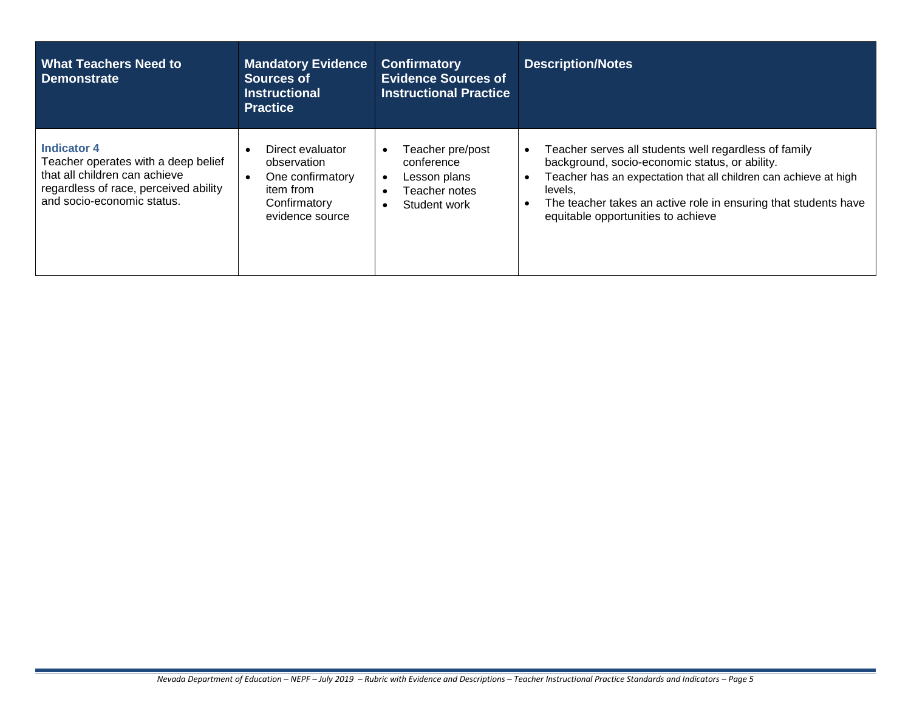| What Teachers Need to Demonstrate | Mandatory Evidence Sources of Instructional Practice | Confirmatory Evidence Sources of Instructional Practice | Description/Notes |
|---|---|---|---|
| **Indicator 4**<br>Teacher operates with a deep belief that all children can achieve regardless of race, perceived ability and socio-economic status. | • Direct evaluator observation<br>• One confirmatory item from Confirmatory evidence source | • Teacher pre/post conference<br>• Lesson plans<br>• Teacher notes<br>• Student work | • Teacher serves all students well regardless of family background, socio-economic status, or ability.<br>• Teacher has an expectation that all children can achieve at high levels,<br>• The teacher takes an active role in ensuring that students have equitable opportunities to achieve |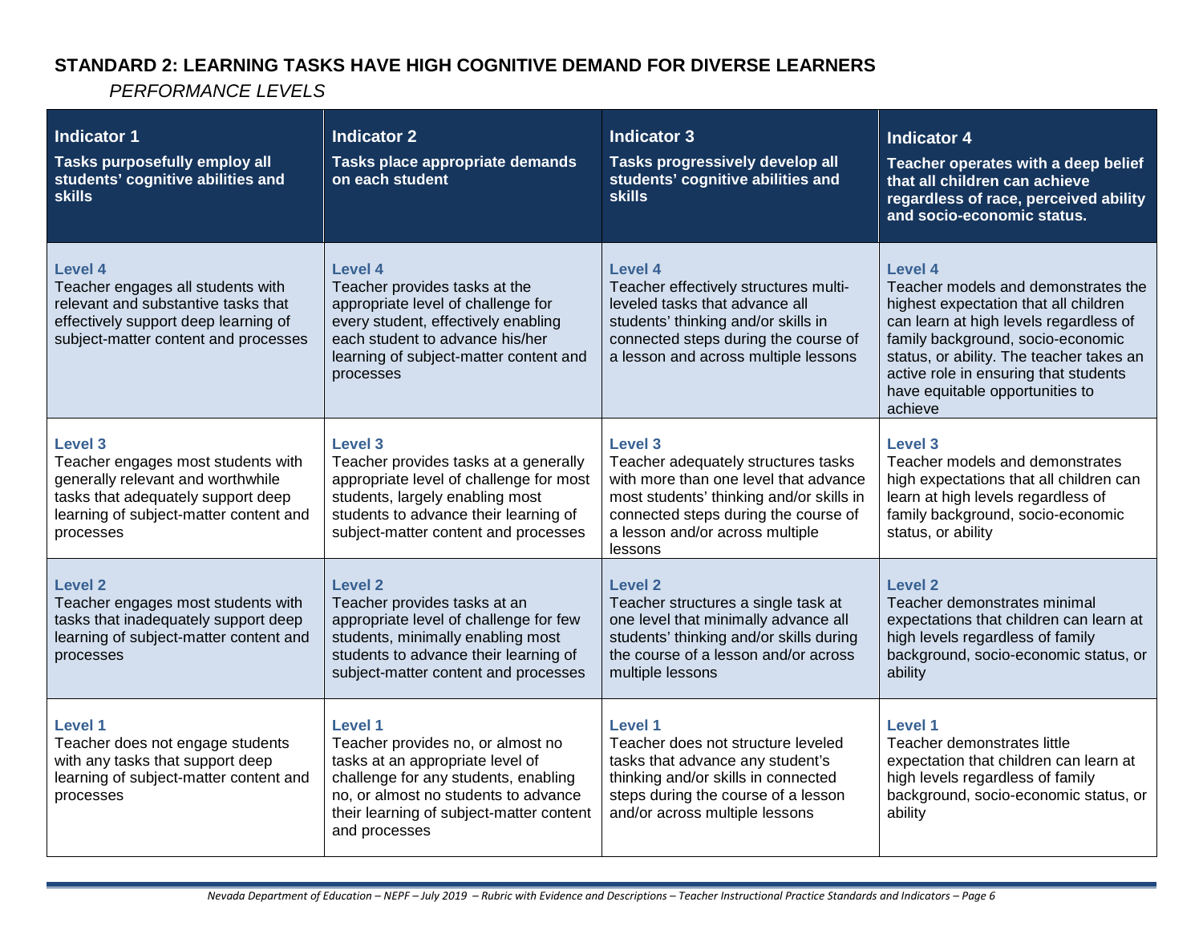## STANDARD 2: LEARNING TASKS HAVE HIGH COGNITIVE DEMAND FOR DIVERSE LEARNERS

*PERFORMANCE LEVELS*

| **Indicator 1**<br>**Tasks purposefully employ all students' cognitive abilities and skills** | **Indicator 2**<br>**Tasks place appropriate demands on each student** | **Indicator 3**<br>**Tasks progressively develop all students' cognitive abilities and skills** | **Indicator 4**<br>**Teacher operates with a deep belief that all children can achieve regardless of race, perceived ability and socio-economic status.** |
|---|---|---|---|
| **Level 4**<br>Teacher engages all students with relevant and substantive tasks that effectively support deep learning of subject-matter content and processes | **Level 4**<br>Teacher provides tasks at the appropriate level of challenge for every student, effectively enabling each student to advance his/her learning of subject-matter content and processes | **Level 4**<br>Teacher effectively structures multi-leveled tasks that advance all students' thinking and/or skills in connected steps during the course of a lesson and across multiple lessons | **Level 4**<br>Teacher models and demonstrates the highest expectation that all children can learn at high levels regardless of family background, socio-economic status, or ability. The teacher takes an active role in ensuring that students have equitable opportunities to achieve |
| **Level 3**<br>Teacher engages most students with generally relevant and worthwhile tasks that adequately support deep learning of subject-matter content and processes | **Level 3**<br>Teacher provides tasks at a generally appropriate level of challenge for most students, largely enabling most students to advance their learning of subject-matter content and processes | **Level 3**<br>Teacher adequately structures tasks with more than one level that advance most students' thinking and/or skills in connected steps during the course of a lesson and/or across multiple lessons | **Level 3**<br>Teacher models and demonstrates high expectations that all children can learn at high levels regardless of family background, socio-economic status, or ability |
| **Level 2**<br>Teacher engages most students with tasks that inadequately support deep learning of subject-matter content and processes | **Level 2**<br>Teacher provides tasks at an appropriate level of challenge for few students, minimally enabling most students to advance their learning of subject-matter content and processes | **Level 2**<br>Teacher structures a single task at one level that minimally advance all students' thinking and/or skills during the course of a lesson and/or across multiple lessons | **Level 2**<br>Teacher demonstrates minimal expectations that children can learn at high levels regardless of family background, socio-economic status, or ability |
| **Level 1**<br>Teacher does not engage students with any tasks that support deep learning of subject-matter content and processes | **Level 1**<br>Teacher provides no, or almost no tasks at an appropriate level of challenge for any students, enabling no, or almost no students to advance their learning of subject-matter content and processes | **Level 1**<br>Teacher does not structure leveled tasks that advance any student's thinking and/or skills in connected steps during the course of a lesson and/or across multiple lessons | **Level 1**<br>Teacher demonstrates little expectation that children can learn at high levels regardless of family background, socio-economic status, or ability |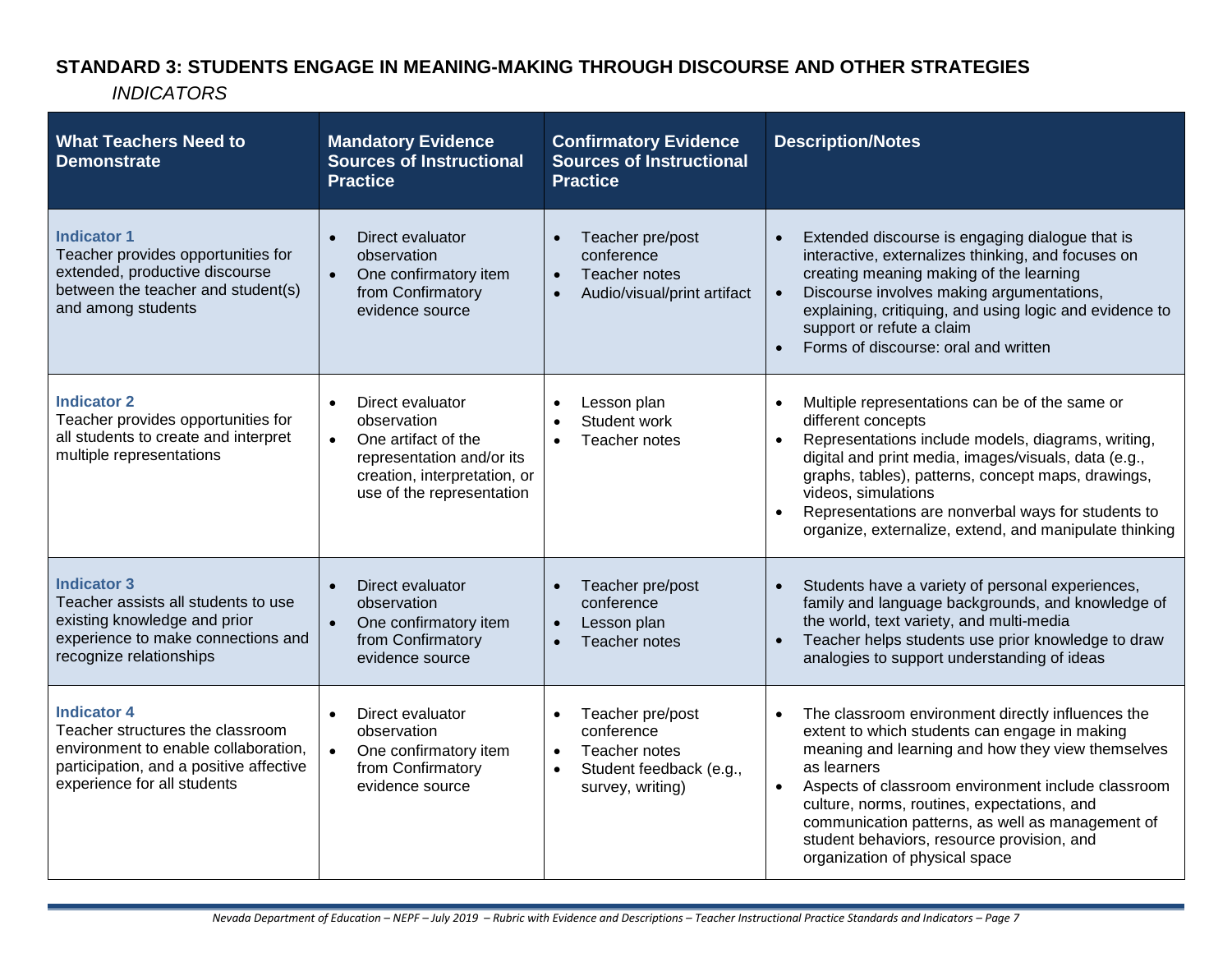## STANDARD 3: STUDENTS ENGAGE IN MEANING-MAKING THROUGH DISCOURSE AND OTHER STRATEGIES

*INDICATORS*

| What Teachers Need to Demonstrate | Mandatory Evidence Sources of Instructional Practice | Confirmatory Evidence Sources of Instructional Practice | Description/Notes |
|---|---|---|---|
| **Indicator 1**<br>Teacher provides opportunities for extended, productive discourse between the teacher and student(s) and among students | • Direct evaluator observation<br>• One confirmatory item from Confirmatory evidence source | • Teacher pre/post conference<br>• Teacher notes<br>• Audio/visual/print artifact | • Extended discourse is engaging dialogue that is interactive, externalizes thinking, and focuses on creating meaning making of the learning<br>• Discourse involves making argumentations, explaining, critiquing, and using logic and evidence to support or refute a claim<br>• Forms of discourse: oral and written |
| **Indicator 2**<br>Teacher provides opportunities for all students to create and interpret multiple representations | • Direct evaluator observation<br>• One artifact of the representation and/or its creation, interpretation, or use of the representation | • Lesson plan<br>• Student work<br>• Teacher notes | • Multiple representations can be of the same or different concepts<br>• Representations include models, diagrams, writing, digital and print media, images/visuals, data (e.g., graphs, tables), patterns, concept maps, drawings, videos, simulations<br>• Representations are nonverbal ways for students to organize, externalize, extend, and manipulate thinking |
| **Indicator 3**<br>Teacher assists all students to use existing knowledge and prior experience to make connections and recognize relationships | • Direct evaluator observation<br>• One confirmatory item from Confirmatory evidence source | • Teacher pre/post conference<br>• Lesson plan<br>• Teacher notes | • Students have a variety of personal experiences, family and language backgrounds, and knowledge of the world, text variety, and multi-media<br>• Teacher helps students use prior knowledge to draw analogies to support understanding of ideas |
| **Indicator 4**<br>Teacher structures the classroom environment to enable collaboration, participation, and a positive affective experience for all students | • Direct evaluator observation<br>• One confirmatory item from Confirmatory evidence source | • Teacher pre/post conference<br>• Teacher notes<br>• Student feedback (e.g., survey, writing) | • The classroom environment directly influences the extent to which students can engage in making meaning and learning and how they view themselves as learners<br>• Aspects of classroom environment include classroom culture, norms, routines, expectations, and communication patterns, as well as management of student behaviors, resource provision, and organization of physical space |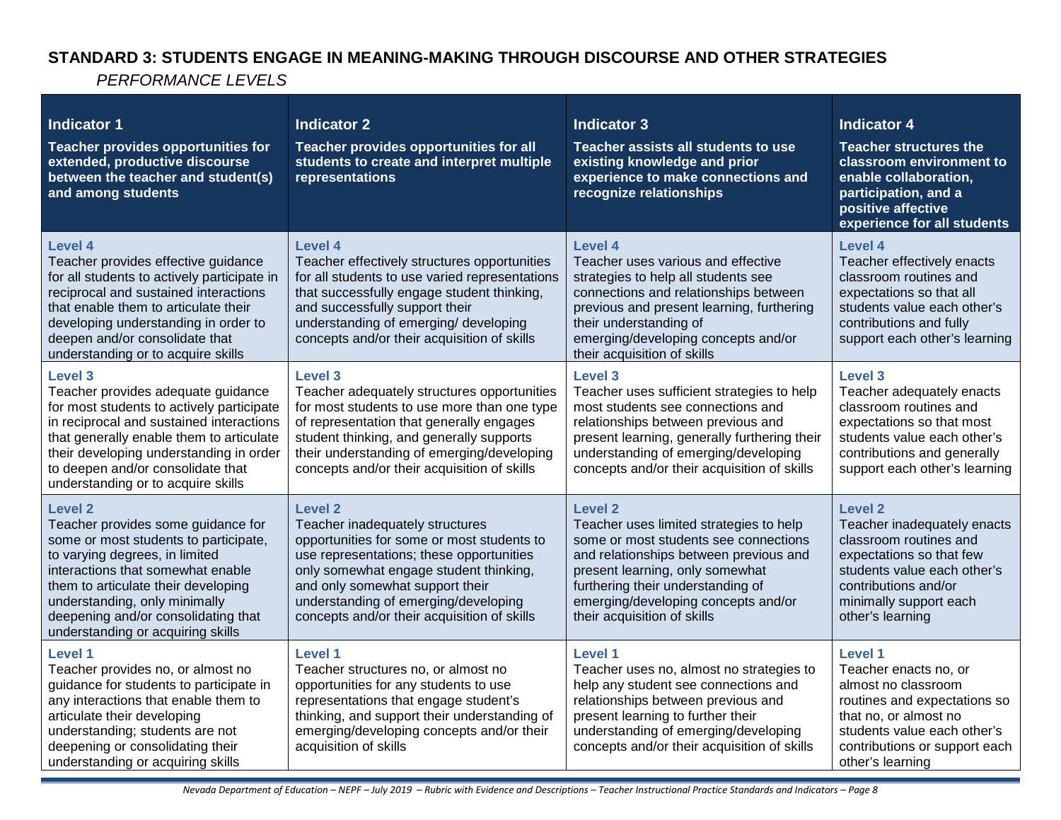## STANDARD 3: STUDENTS ENGAGE IN MEANING-MAKING THROUGH DISCOURSE AND OTHER STRATEGIES

*PERFORMANCE LEVELS*

| **Indicator 1** <br> **Teacher provides opportunities for extended, productive discourse between the teacher and student(s) and among students** | **Indicator 2** <br> **Teacher provides opportunities for all students to create and interpret multiple representations** | **Indicator 3** <br> **Teacher assists all students to use existing knowledge and prior experience to make connections and recognize relationships** | **Indicator 4** <br> **Teacher structures the classroom environment to enable collaboration, participation, and a positive affective experience for all students** |
|---|---|---|---|
| **Level 4** <br> Teacher provides effective guidance for all students to actively participate in reciprocal and sustained interactions that enable them to articulate their developing understanding in order to deepen and/or consolidate that understanding or to acquire skills | **Level 4** <br> Teacher effectively structures opportunities for all students to use varied representations that successfully engage student thinking, and successfully support their understanding of emerging/ developing concepts and/or their acquisition of skills | **Level 4** <br> Teacher uses various and effective strategies to help all students see connections and relationships between previous and present learning, furthering their understanding of emerging/developing concepts and/or their acquisition of skills | **Level 4** <br> Teacher effectively enacts classroom routines and expectations so that all students value each other's contributions and fully support each other's learning |
| **Level 3** <br> Teacher provides adequate guidance for most students to actively participate in reciprocal and sustained interactions that generally enable them to articulate their developing understanding in order to deepen and/or consolidate that understanding or to acquire skills | **Level 3** <br> Teacher adequately structures opportunities for most students to use more than one type of representation that generally engages student thinking, and generally supports their understanding of emerging/developing concepts and/or their acquisition of skills | **Level 3** <br> Teacher uses sufficient strategies to help most students see connections and relationships between previous and present learning, generally furthering their understanding of emerging/developing concepts and/or their acquisition of skills | **Level 3** <br> Teacher adequately enacts classroom routines and expectations so that most students value each other's contributions and generally support each other's learning |
| **Level 2** <br> Teacher provides some guidance for some or most students to participate, to varying degrees, in limited interactions that somewhat enable them to articulate their developing understanding, only minimally deepening and/or consolidating that understanding or acquiring skills | **Level 2** <br> Teacher inadequately structures opportunities for some or most students to use representations; these opportunities only somewhat engage student thinking, and only somewhat support their understanding of emerging/developing concepts and/or their acquisition of skills | **Level 2** <br> Teacher uses limited strategies to help some or most students see connections and relationships between previous and present learning, only somewhat furthering their understanding of emerging/developing concepts and/or their acquisition of skills | **Level 2** <br> Teacher inadequately enacts classroom routines and expectations so that few students value each other's contributions and/or minimally support each other's learning |
| **Level 1** <br> Teacher provides no, or almost no guidance for students to participate in any interactions that enable them to articulate their developing understanding; students are not deepening or consolidating their understanding or acquiring skills | **Level 1** <br> Teacher structures no, or almost no opportunities for any students to use representations that engage student's thinking, and support their understanding of emerging/developing concepts and/or their acquisition of skills | **Level 1** <br> Teacher uses no, almost no strategies to help any student see connections and relationships between previous and present learning to further their understanding of emerging/developing concepts and/or their acquisition of skills | **Level 1** <br> Teacher enacts no, or almost no classroom routines and expectations so that no, or almost no students value each other's contributions or support each other's learning |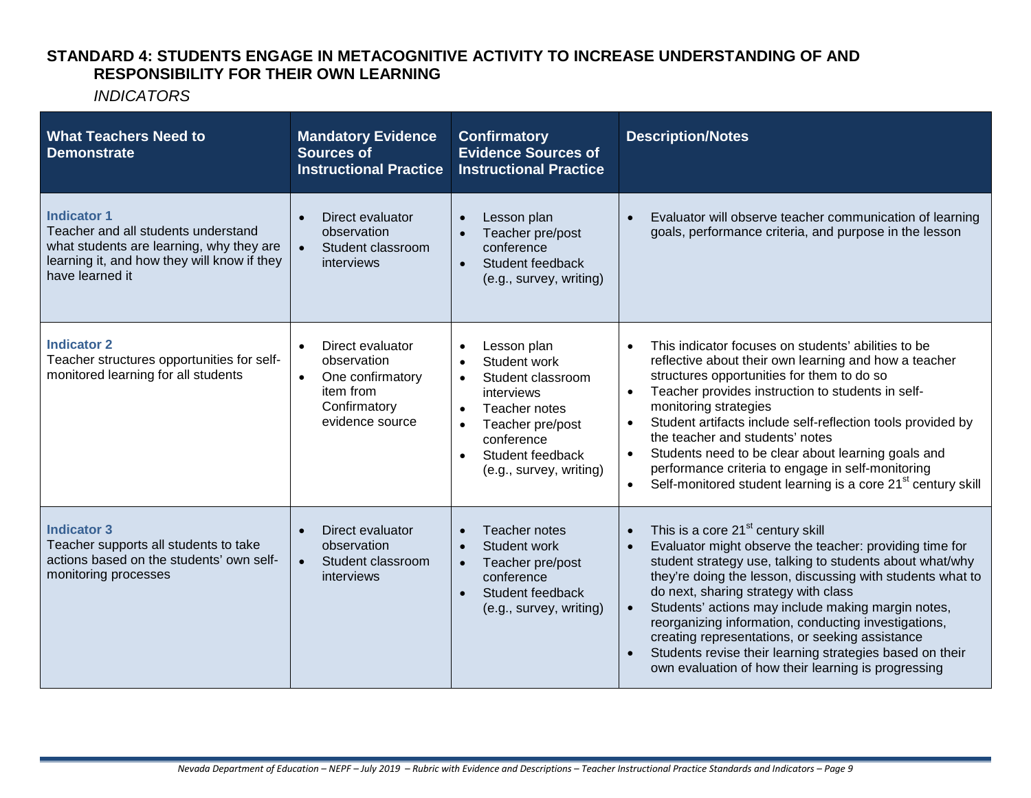## STANDARD 4: STUDENTS ENGAGE IN METACOGNITIVE ACTIVITY TO INCREASE UNDERSTANDING OF AND RESPONSIBILITY FOR THEIR OWN LEARNING

*INDICATORS*

| What Teachers Need to Demonstrate | Mandatory Evidence Sources of Instructional Practice | Confirmatory Evidence Sources of Instructional Practice | Description/Notes |
|---|---|---|---|
| **Indicator 1**<br>Teacher and all students understand what students are learning, why they are learning it, and how they will know if they have learned it | • Direct evaluator observation<br>• Student classroom interviews | • Lesson plan<br>• Teacher pre/post conference<br>• Student feedback (e.g., survey, writing) | • Evaluator will observe teacher communication of learning goals, performance criteria, and purpose in the lesson |
| **Indicator 2**<br>Teacher structures opportunities for self-monitored learning for all students | • Direct evaluator observation<br>• One confirmatory item from Confirmatory evidence source | • Lesson plan<br>• Student work<br>• Student classroom interviews<br>• Teacher notes<br>• Teacher pre/post conference<br>• Student feedback (e.g., survey, writing) | • This indicator focuses on students' abilities to be reflective about their own learning and how a teacher structures opportunities for them to do so<br>• Teacher provides instruction to students in self-monitoring strategies<br>• Student artifacts include self-reflection tools provided by the teacher and students' notes<br>• Students need to be clear about learning goals and performance criteria to engage in self-monitoring<br>• Self-monitored student learning is a core 21st century skill |
| **Indicator 3**<br>Teacher supports all students to take actions based on the students' own self-monitoring processes | • Direct evaluator observation<br>• Student classroom interviews | • Teacher notes<br>• Student work<br>• Teacher pre/post conference<br>• Student feedback (e.g., survey, writing) | • This is a core 21st century skill<br>• Evaluator might observe the teacher: providing time for student strategy use, talking to students about what/why they're doing the lesson, discussing with students what to do next, sharing strategy with class<br>• Students' actions may include making margin notes, reorganizing information, conducting investigations, creating representations, or seeking assistance<br>• Students revise their learning strategies based on their own evaluation of how their learning is progressing |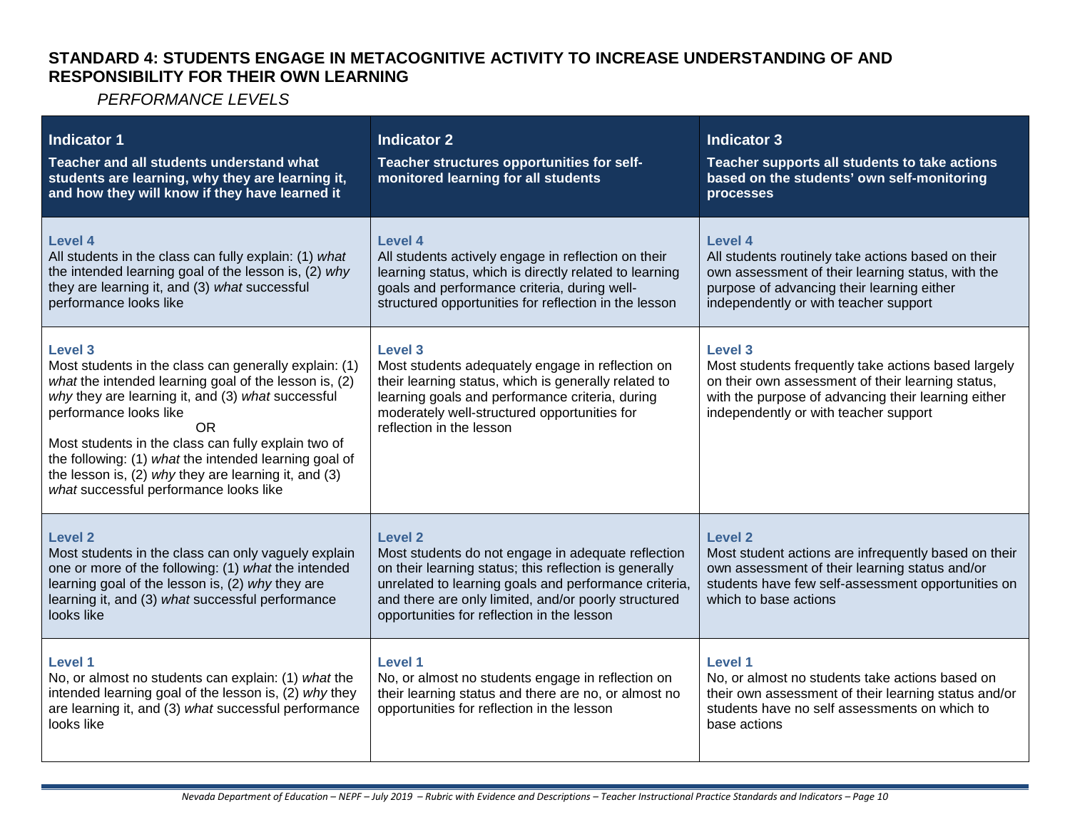## STANDARD 4: STUDENTS ENGAGE IN METACOGNITIVE ACTIVITY TO INCREASE UNDERSTANDING OF AND RESPONSIBILITY FOR THEIR OWN LEARNING

*PERFORMANCE LEVELS*

| **Indicator 1**<br>**Teacher and all students understand what students are learning, why they are learning it, and how they will know if they have learned it** | **Indicator 2**<br>**Teacher structures opportunities for self-monitored learning for all students** | **Indicator 3**<br>**Teacher supports all students to take actions based on the students' own self-monitoring processes** |
|---|---|---|
| **Level 4**<br>All students in the class can fully explain: (1) *what* the intended learning goal of the lesson is, (2) *why* they are learning it, and (3) *what* successful performance looks like | **Level 4**<br>All students actively engage in reflection on their learning status, which is directly related to learning goals and performance criteria, during well-structured opportunities for reflection in the lesson | **Level 4**<br>All students routinely take actions based on their own assessment of their learning status, with the purpose of advancing their learning either independently or with teacher support |
| **Level 3**<br>Most students in the class can generally explain: (1) *what* the intended learning goal of the lesson is, (2) *why* they are learning it, and (3) *what* successful performance looks like<br>OR<br>Most students in the class can fully explain two of the following: (1) *what* the intended learning goal of the lesson is, (2) *why* they are learning it, and (3) *what* successful performance looks like | **Level 3**<br>Most students adequately engage in reflection on their learning status, which is generally related to learning goals and performance criteria, during moderately well-structured opportunities for reflection in the lesson | **Level 3**<br>Most students frequently take actions based largely on their own assessment of their learning status, with the purpose of advancing their learning either independently or with teacher support |
| **Level 2**<br>Most students in the class can only vaguely explain one or more of the following: (1) *what* the intended learning goal of the lesson is, (2) *why* they are learning it, and (3) *what* successful performance looks like | **Level 2**<br>Most students do not engage in adequate reflection on their learning status; this reflection is generally unrelated to learning goals and performance criteria, and there are only limited, and/or poorly structured opportunities for reflection in the lesson | **Level 2**<br>Most student actions are infrequently based on their own assessment of their learning status and/or students have few self-assessment opportunities on which to base actions |
| **Level 1**<br>No, or almost no students can explain: (1) *what* the intended learning goal of the lesson is, (2) *why* they are learning it, and (3) *what* successful performance looks like | **Level 1**<br>No, or almost no students engage in reflection on their learning status and there are no, or almost no opportunities for reflection in the lesson | **Level 1**<br>No, or almost no students take actions based on their own assessment of their learning status and/or students have no self assessments on which to base actions |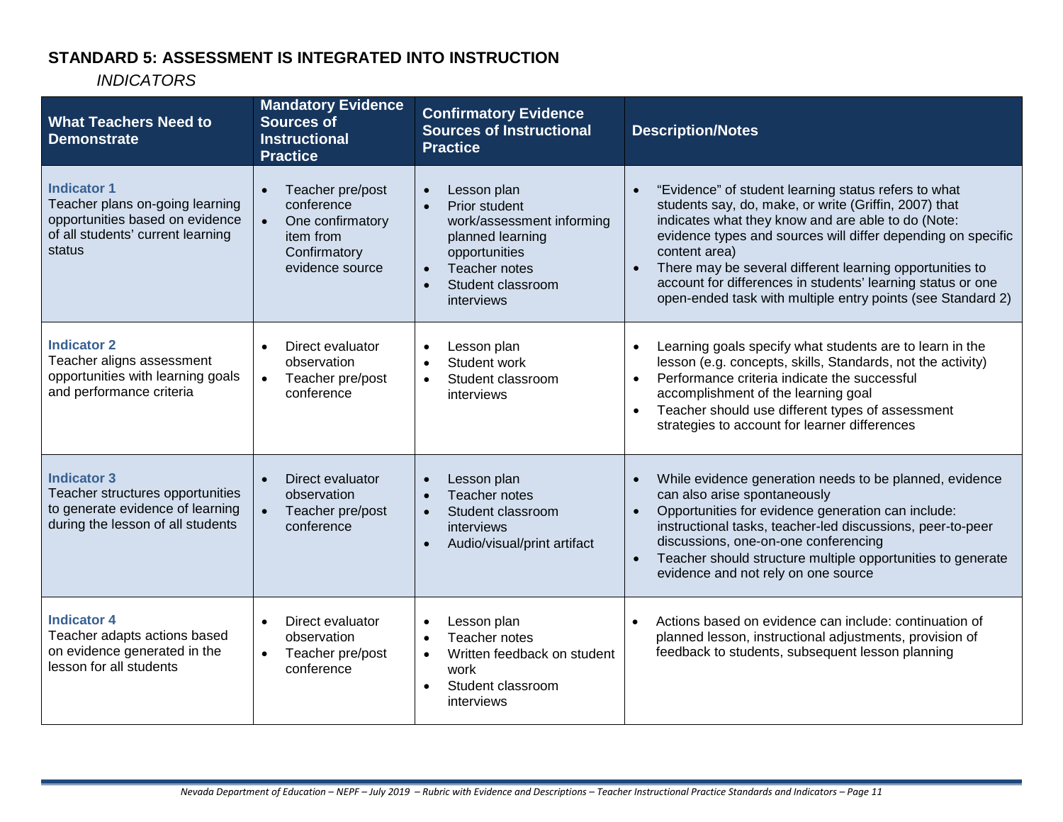## STANDARD 5: ASSESSMENT IS INTEGRATED INTO INSTRUCTION

*INDICATORS*

| What Teachers Need to Demonstrate | Mandatory Evidence Sources of Instructional Practice | Confirmatory Evidence Sources of Instructional Practice | Description/Notes |
|---|---|---|---|
| **Indicator 1**<br>Teacher plans on-going learning opportunities based on evidence of all students' current learning status | • Teacher pre/post conference<br>• One confirmatory item from Confirmatory evidence source | • Lesson plan<br>• Prior student work/assessment informing planned learning opportunities<br>• Teacher notes<br>• Student classroom interviews | • "Evidence" of student learning status refers to what students say, do, make, or write (Griffin, 2007) that indicates what they know and are able to do (Note: evidence types and sources will differ depending on specific content area)<br>• There may be several different learning opportunities to account for differences in students' learning status or one open-ended task with multiple entry points (see Standard 2) |
| **Indicator 2**<br>Teacher aligns assessment opportunities with learning goals and performance criteria | • Direct evaluator observation<br>• Teacher pre/post conference | • Lesson plan<br>• Student work<br>• Student classroom interviews | • Learning goals specify what students are to learn in the lesson (e.g. concepts, skills, Standards, not the activity)<br>• Performance criteria indicate the successful accomplishment of the learning goal<br>• Teacher should use different types of assessment strategies to account for learner differences |
| **Indicator 3**<br>Teacher structures opportunities to generate evidence of learning during the lesson of all students | • Direct evaluator observation<br>• Teacher pre/post conference | • Lesson plan<br>• Teacher notes<br>• Student classroom interviews<br>• Audio/visual/print artifact | • While evidence generation needs to be planned, evidence can also arise spontaneously<br>• Opportunities for evidence generation can include: instructional tasks, teacher-led discussions, peer-to-peer discussions, one-on-one conferencing<br>• Teacher should structure multiple opportunities to generate evidence and not rely on one source |
| **Indicator 4**<br>Teacher adapts actions based on evidence generated in the lesson for all students | • Direct evaluator observation<br>• Teacher pre/post conference | • Lesson plan<br>• Teacher notes<br>• Written feedback on student work<br>• Student classroom interviews | • Actions based on evidence can include: continuation of planned lesson, instructional adjustments, provision of feedback to students, subsequent lesson planning |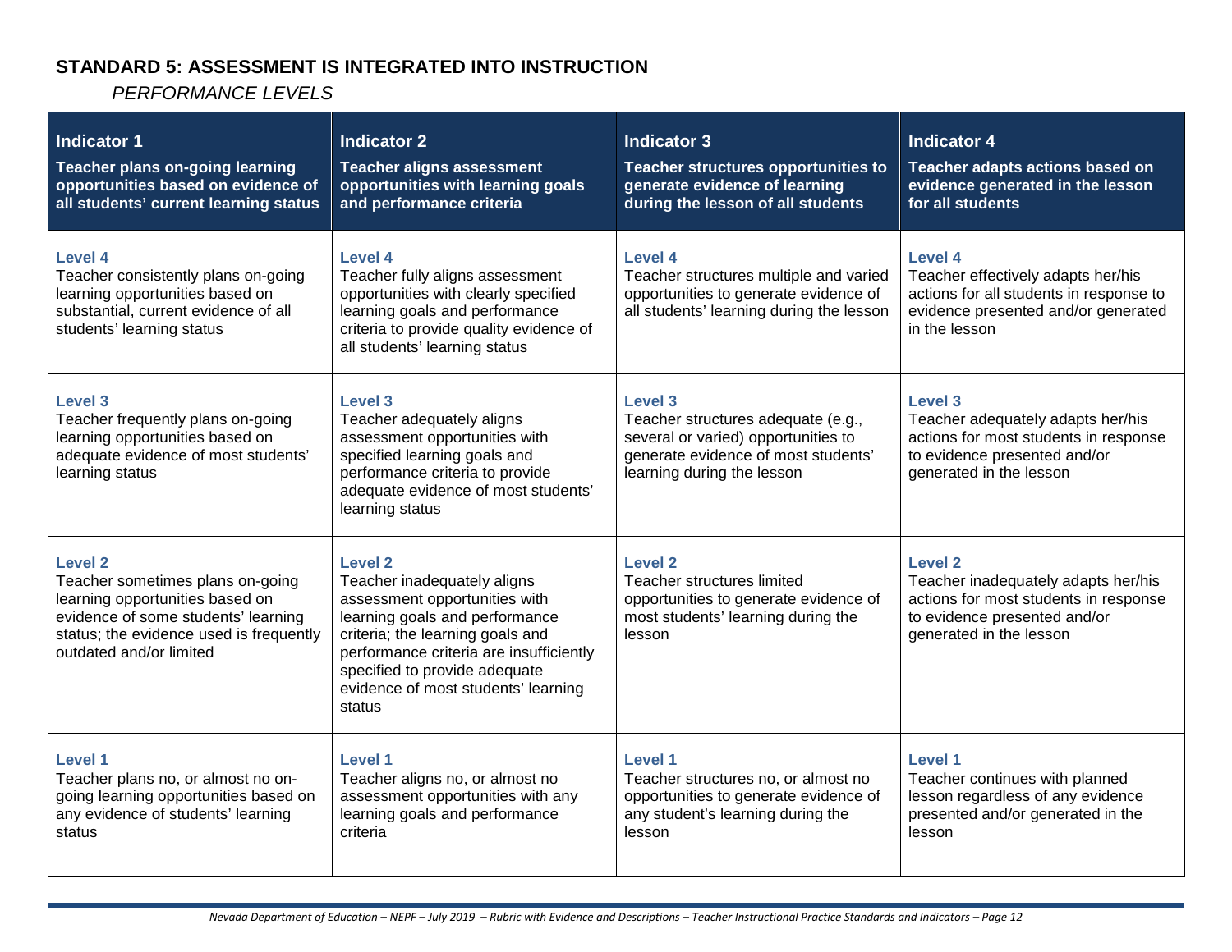## STANDARD 5: ASSESSMENT IS INTEGRATED INTO INSTRUCTION

*PERFORMANCE LEVELS*

| **Indicator 1**<br>**Teacher plans on-going learning opportunities based on evidence of all students' current learning status** | **Indicator 2**<br>**Teacher aligns assessment opportunities with learning goals and performance criteria** | **Indicator 3**<br>**Teacher structures opportunities to generate evidence of learning during the lesson of all students** | **Indicator 4**<br>**Teacher adapts actions based on evidence generated in the lesson for all students** |
|---|---|---|---|
| **Level 4**<br>Teacher consistently plans on-going learning opportunities based on substantial, current evidence of all students' learning status | **Level 4**<br>Teacher fully aligns assessment opportunities with clearly specified learning goals and performance criteria to provide quality evidence of all students' learning status | **Level 4**<br>Teacher structures multiple and varied opportunities to generate evidence of all students' learning during the lesson | **Level 4**<br>Teacher effectively adapts her/his actions for all students in response to evidence presented and/or generated in the lesson |
| **Level 3**<br>Teacher frequently plans on-going learning opportunities based on adequate evidence of most students' learning status | **Level 3**<br>Teacher adequately aligns assessment opportunities with specified learning goals and performance criteria to provide adequate evidence of most students' learning status | **Level 3**<br>Teacher structures adequate (e.g., several or varied) opportunities to generate evidence of most students' learning during the lesson | **Level 3**<br>Teacher adequately adapts her/his actions for most students in response to evidence presented and/or generated in the lesson |
| **Level 2**<br>Teacher sometimes plans on-going learning opportunities based on evidence of some students' learning status; the evidence used is frequently outdated and/or limited | **Level 2**<br>Teacher inadequately aligns assessment opportunities with learning goals and performance criteria; the learning goals and performance criteria are insufficiently specified to provide adequate evidence of most students' learning status | **Level 2**<br>Teacher structures limited opportunities to generate evidence of most students' learning during the lesson | **Level 2**<br>Teacher inadequately adapts her/his actions for most students in response to evidence presented and/or generated in the lesson |
| **Level 1**<br>Teacher plans no, or almost no on-going learning opportunities based on any evidence of students' learning status | **Level 1**<br>Teacher aligns no, or almost no assessment opportunities with any learning goals and performance criteria | **Level 1**<br>Teacher structures no, or almost no opportunities to generate evidence of any student's learning during the lesson | **Level 1**<br>Teacher continues with planned lesson regardless of any evidence presented and/or generated in the lesson |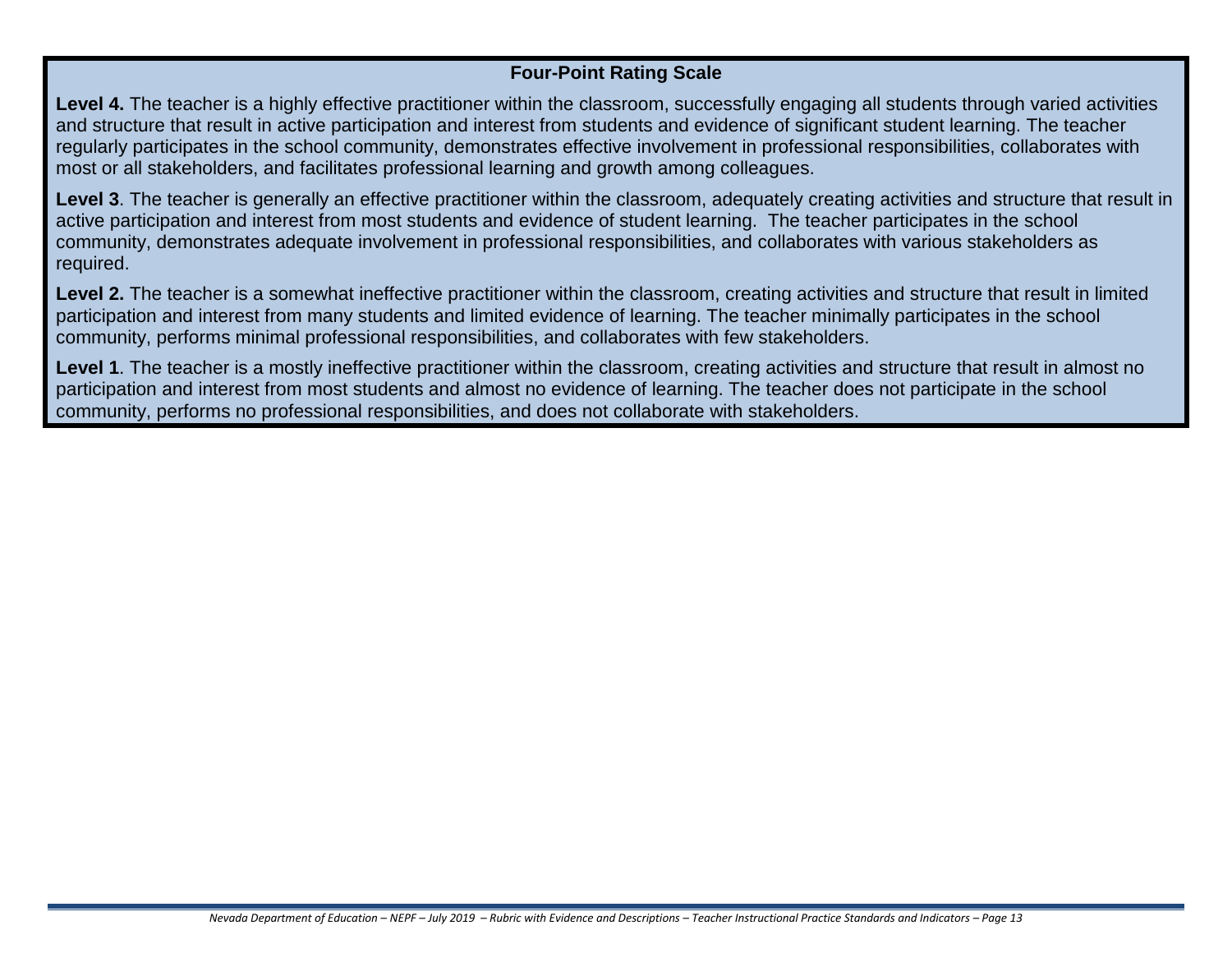### Four-Point Rating Scale

**Level 4.** The teacher is a highly effective practitioner within the classroom, successfully engaging all students through varied activities and structure that result in active participation and interest from students and evidence of significant student learning. The teacher regularly participates in the school community, demonstrates effective involvement in professional responsibilities, collaborates with most or all stakeholders, and facilitates professional learning and growth among colleagues.

**Level 3**. The teacher is generally an effective practitioner within the classroom, adequately creating activities and structure that result in active participation and interest from most students and evidence of student learning. The teacher participates in the school community, demonstrates adequate involvement in professional responsibilities, and collaborates with various stakeholders as required.

**Level 2.** The teacher is a somewhat ineffective practitioner within the classroom, creating activities and structure that result in limited participation and interest from many students and limited evidence of learning. The teacher minimally participates in the school community, performs minimal professional responsibilities, and collaborates with few stakeholders.

**Level 1**. The teacher is a mostly ineffective practitioner within the classroom, creating activities and structure that result in almost no participation and interest from most students and almost no evidence of learning. The teacher does not participate in the school community, performs no professional responsibilities, and does not collaborate with stakeholders.